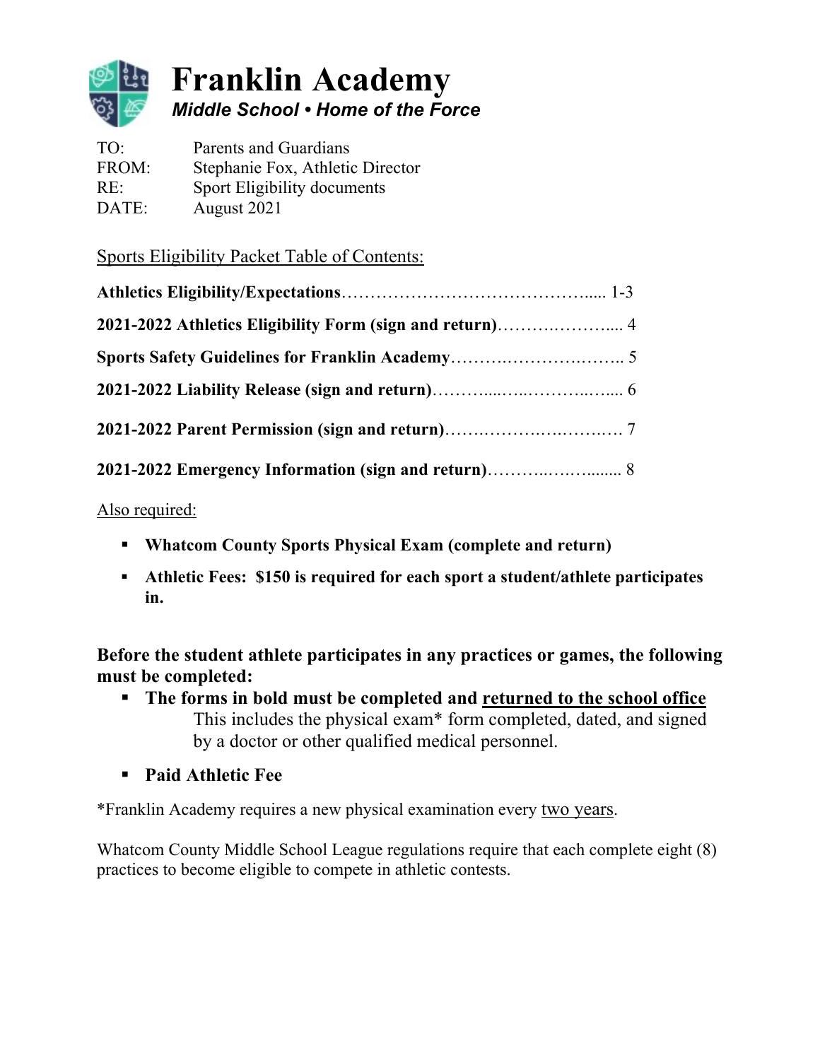# Franklin Academy

***Middle School • Home of the Force***

TO: Parents and Guardians
FROM: Stephanie Fox, Athletic Director
RE: Sport Eligibility documents
DATE: August 2021

Sports Eligibility Packet Table of Contents:

**Athletics Eligibility/Expectations**……………………………………..... 1-3

**2021-2022 Athletics Eligibility Form (sign and return)**……….……….... 4

**Sports Safety Guidelines for Franklin Academy**……….………….…….. 5

**2021-2022 Liability Release (sign and return)**………....…..………..…... 6

**2021-2022 Parent Permission (sign and return)**…….………….……….… 7

**2021-2022 Emergency Information (sign and return)**………..……........ 8

Also required:

- **Whatcom County Sports Physical Exam (complete and return)**
- **Athletic Fees: $150 is required for each sport a student/athlete participates in.**

**Before the student athlete participates in any practices or games, the following must be completed:**

- **The forms in bold must be completed and returned to the school office** This includes the physical exam* form completed, dated, and signed by a doctor or other qualified medical personnel.
- **Paid Athletic Fee**

*Franklin Academy requires a new physical examination every two years.

Whatcom County Middle School League regulations require that each complete eight (8) practices to become eligible to compete in athletic contests.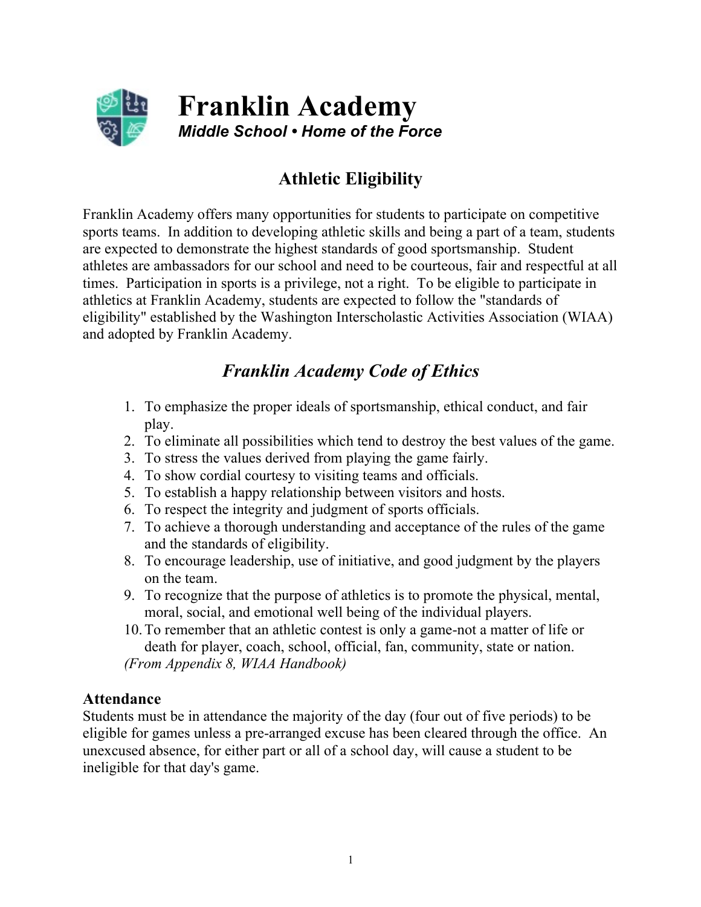# Franklin Academy

***Middle School • Home of the Force***

## Athletic Eligibility

Franklin Academy offers many opportunities for students to participate on competitive sports teams. In addition to developing athletic skills and being a part of a team, students are expected to demonstrate the highest standards of good sportsmanship. Student athletes are ambassadors for our school and need to be courteous, fair and respectful at all times. Participation in sports is a privilege, not a right. To be eligible to participate in athletics at Franklin Academy, students are expected to follow the "standards of eligibility" established by the Washington Interscholastic Activities Association (WIAA) and adopted by Franklin Academy.

## *Franklin Academy Code of Ethics*

1. To emphasize the proper ideals of sportsmanship, ethical conduct, and fair play.
2. To eliminate all possibilities which tend to destroy the best values of the game.
3. To stress the values derived from playing the game fairly.
4. To show cordial courtesy to visiting teams and officials.
5. To establish a happy relationship between visitors and hosts.
6. To respect the integrity and judgment of sports officials.
7. To achieve a thorough understanding and acceptance of the rules of the game and the standards of eligibility.
8. To encourage leadership, use of initiative, and good judgment by the players on the team.
9. To recognize that the purpose of athletics is to promote the physical, mental, moral, social, and emotional well being of the individual players.
10. To remember that an athletic contest is only a game-not a matter of life or death for player, coach, school, official, fan, community, state or nation.

*(From Appendix 8, WIAA Handbook)*

### Attendance

Students must be in attendance the majority of the day (four out of five periods) to be eligible for games unless a pre-arranged excuse has been cleared through the office. An unexcused absence, for either part or all of a school day, will cause a student to be ineligible for that day's game.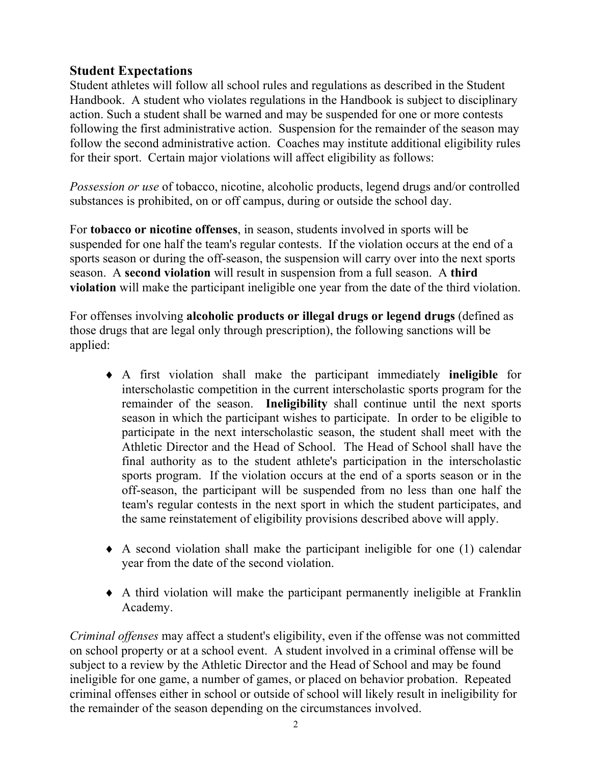## Student Expectations

Student athletes will follow all school rules and regulations as described in the Student Handbook. A student who violates regulations in the Handbook is subject to disciplinary action. Such a student shall be warned and may be suspended for one or more contests following the first administrative action. Suspension for the remainder of the season may follow the second administrative action. Coaches may institute additional eligibility rules for their sport. Certain major violations will affect eligibility as follows:

*Possession or use* of tobacco, nicotine, alcoholic products, legend drugs and/or controlled substances is prohibited, on or off campus, during or outside the school day.

For **tobacco or nicotine offenses**, in season, students involved in sports will be suspended for one half the team's regular contests. If the violation occurs at the end of a sports season or during the off-season, the suspension will carry over into the next sports season. A **second violation** will result in suspension from a full season. A **third violation** will make the participant ineligible one year from the date of the third violation.

For offenses involving **alcoholic products or illegal drugs or legend drugs** (defined as those drugs that are legal only through prescription), the following sanctions will be applied:

- A first violation shall make the participant immediately **ineligible** for interscholastic competition in the current interscholastic sports program for the remainder of the season. **Ineligibility** shall continue until the next sports season in which the participant wishes to participate. In order to be eligible to participate in the next interscholastic season, the student shall meet with the Athletic Director and the Head of School. The Head of School shall have the final authority as to the student athlete's participation in the interscholastic sports program. If the violation occurs at the end of a sports season or in the off-season, the participant will be suspended from no less than one half the team's regular contests in the next sport in which the student participates, and the same reinstatement of eligibility provisions described above will apply.

- A second violation shall make the participant ineligible for one (1) calendar year from the date of the second violation.

- A third violation will make the participant permanently ineligible at Franklin Academy.

*Criminal offenses* may affect a student's eligibility, even if the offense was not committed on school property or at a school event. A student involved in a criminal offense will be subject to a review by the Athletic Director and the Head of School and may be found ineligible for one game, a number of games, or placed on behavior probation. Repeated criminal offenses either in school or outside of school will likely result in ineligibility for the remainder of the season depending on the circumstances involved.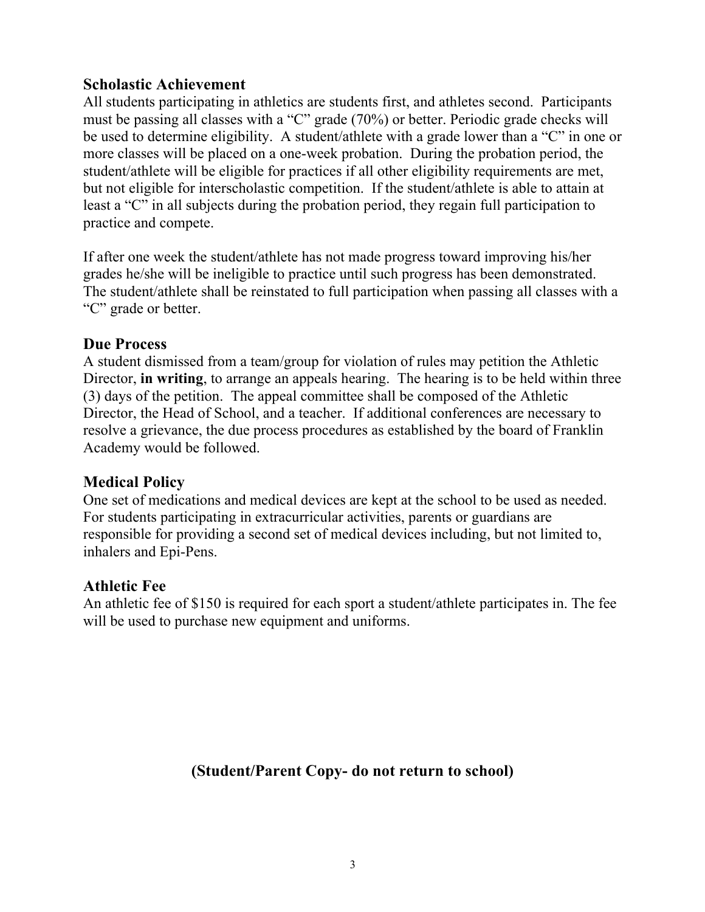## Scholastic Achievement

All students participating in athletics are students first, and athletes second. Participants must be passing all classes with a "C" grade (70%) or better. Periodic grade checks will be used to determine eligibility. A student/athlete with a grade lower than a "C" in one or more classes will be placed on a one-week probation. During the probation period, the student/athlete will be eligible for practices if all other eligibility requirements are met, but not eligible for interscholastic competition. If the student/athlete is able to attain at least a "C" in all subjects during the probation period, they regain full participation to practice and compete.

If after one week the student/athlete has not made progress toward improving his/her grades he/she will be ineligible to practice until such progress has been demonstrated. The student/athlete shall be reinstated to full participation when passing all classes with a "C" grade or better.

## Due Process

A student dismissed from a team/group for violation of rules may petition the Athletic Director, **in writing**, to arrange an appeals hearing. The hearing is to be held within three (3) days of the petition. The appeal committee shall be composed of the Athletic Director, the Head of School, and a teacher. If additional conferences are necessary to resolve a grievance, the due process procedures as established by the board of Franklin Academy would be followed.

## Medical Policy

One set of medications and medical devices are kept at the school to be used as needed. For students participating in extracurricular activities, parents or guardians are responsible for providing a second set of medical devices including, but not limited to, inhalers and Epi-Pens.

## Athletic Fee

An athletic fee of $150 is required for each sport a student/athlete participates in. The fee will be used to purchase new equipment and uniforms.

**(Student/Parent Copy- do not return to school)**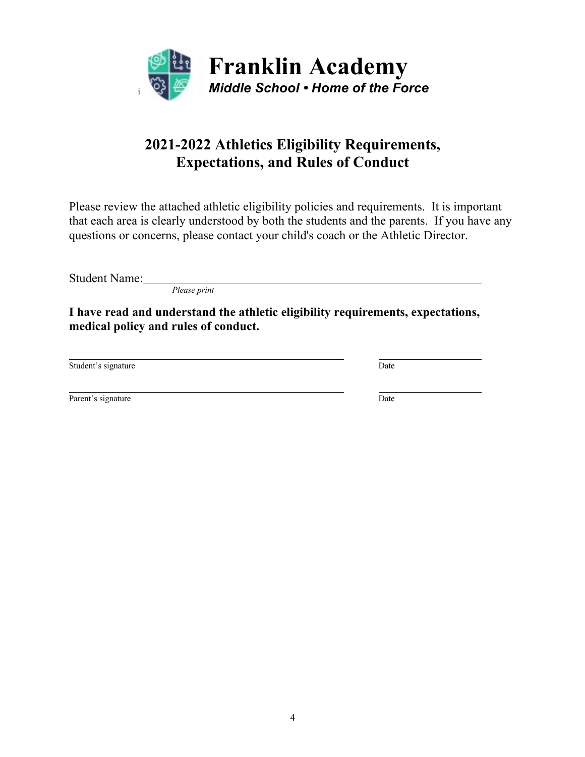# Franklin Academy

***Middle School • Home of the Force***

## 2021-2022 Athletics Eligibility Requirements, Expectations, and Rules of Conduct

Please review the attached athletic eligibility policies and requirements. It is important that each area is clearly understood by both the students and the parents. If you have any questions or concerns, please contact your child's coach or the Athletic Director.

Student Name:\_\_\_\_\_\_\_\_\_\_\_\_\_\_\_\_\_\_\_\_\_\_\_\_\_\_\_\_\_\_\_\_\_\_\_\_\_\_\_\_\_\_\_\_\_\_\_\_\_\_\_\_

*Please print*

**I have read and understand the athletic eligibility requirements, expectations, medical policy and rules of conduct.**

\_\_\_\_\_\_\_\_\_\_\_\_\_\_\_\_\_\_\_\_\_\_\_\_\_\_\_\_\_\_\_\_\_\_\_\_\_\_\_\_\_\_\_ \_\_\_\_\_\_\_\_\_\_\_\_\_\_\_\_

Student's signature Date

\_\_\_\_\_\_\_\_\_\_\_\_\_\_\_\_\_\_\_\_\_\_\_\_\_\_\_\_\_\_\_\_\_\_\_\_\_\_\_\_\_\_\_ \_\_\_\_\_\_\_\_\_\_\_\_\_\_\_\_

Parent's signature Date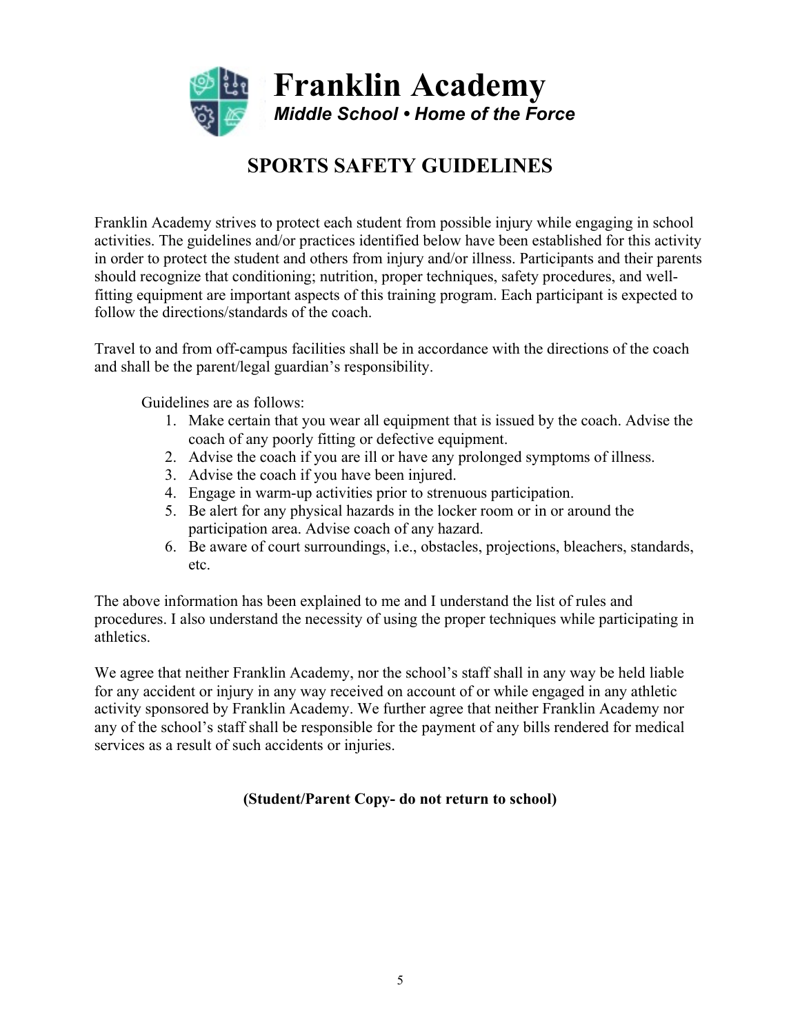# Franklin Academy

*Middle School • Home of the Force*

## SPORTS SAFETY GUIDELINES

Franklin Academy strives to protect each student from possible injury while engaging in school activities. The guidelines and/or practices identified below have been established for this activity in order to protect the student and others from injury and/or illness. Participants and their parents should recognize that conditioning; nutrition, proper techniques, safety procedures, and well-fitting equipment are important aspects of this training program. Each participant is expected to follow the directions/standards of the coach.

Travel to and from off-campus facilities shall be in accordance with the directions of the coach and shall be the parent/legal guardian's responsibility.

Guidelines are as follows:

1. Make certain that you wear all equipment that is issued by the coach. Advise the coach of any poorly fitting or defective equipment.
2. Advise the coach if you are ill or have any prolonged symptoms of illness.
3. Advise the coach if you have been injured.
4. Engage in warm-up activities prior to strenuous participation.
5. Be alert for any physical hazards in the locker room or in or around the participation area. Advise coach of any hazard.
6. Be aware of court surroundings, i.e., obstacles, projections, bleachers, standards, etc.

The above information has been explained to me and I understand the list of rules and procedures. I also understand the necessity of using the proper techniques while participating in athletics.

We agree that neither Franklin Academy, nor the school's staff shall in any way be held liable for any accident or injury in any way received on account of or while engaged in any athletic activity sponsored by Franklin Academy. We further agree that neither Franklin Academy nor any of the school's staff shall be responsible for the payment of any bills rendered for medical services as a result of such accidents or injuries.

**(Student/Parent Copy- do not return to school)**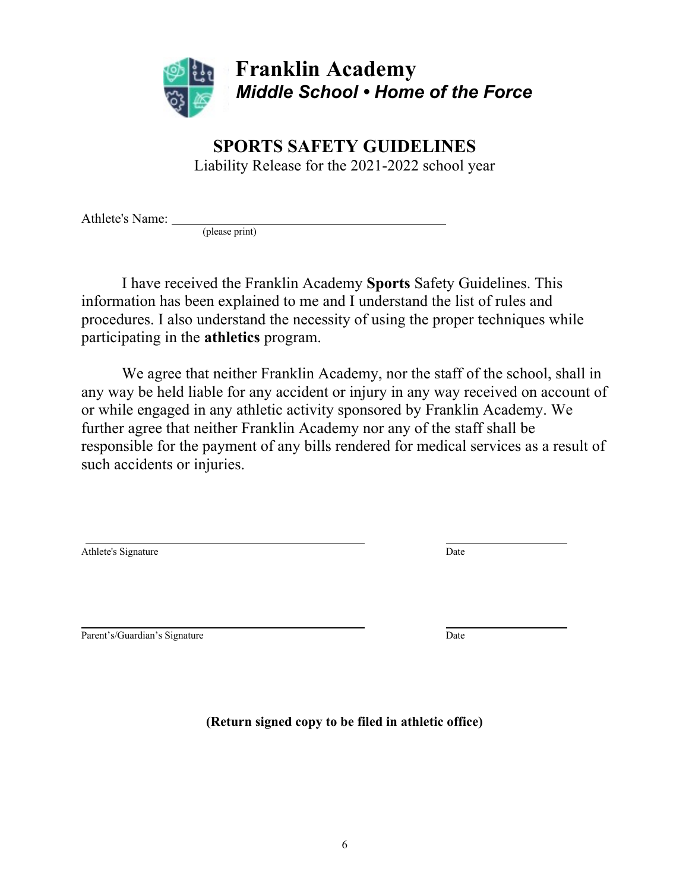# Franklin Academy
***Middle School • Home of the Force***

## SPORTS SAFETY GUIDELINES
Liability Release for the 2021-2022 school year

Athlete's Name: ______________________________________
(please print)

I have received the Franklin Academy **Sports** Safety Guidelines. This information has been explained to me and I understand the list of rules and procedures. I also understand the necessity of using the proper techniques while participating in the **athletics** program.

We agree that neither Franklin Academy, nor the staff of the school, shall in any way be held liable for any accident or injury in any way received on account of or while engaged in any athletic activity sponsored by Franklin Academy. We further agree that neither Franklin Academy nor any of the staff shall be responsible for the payment of any bills rendered for medical services as a result of such accidents or injuries.

______________________________________ ____________________
Athlete's Signature Date

______________________________________ ____________________
Parent's/Guardian's Signature Date

**(Return signed copy to be filed in athletic office)**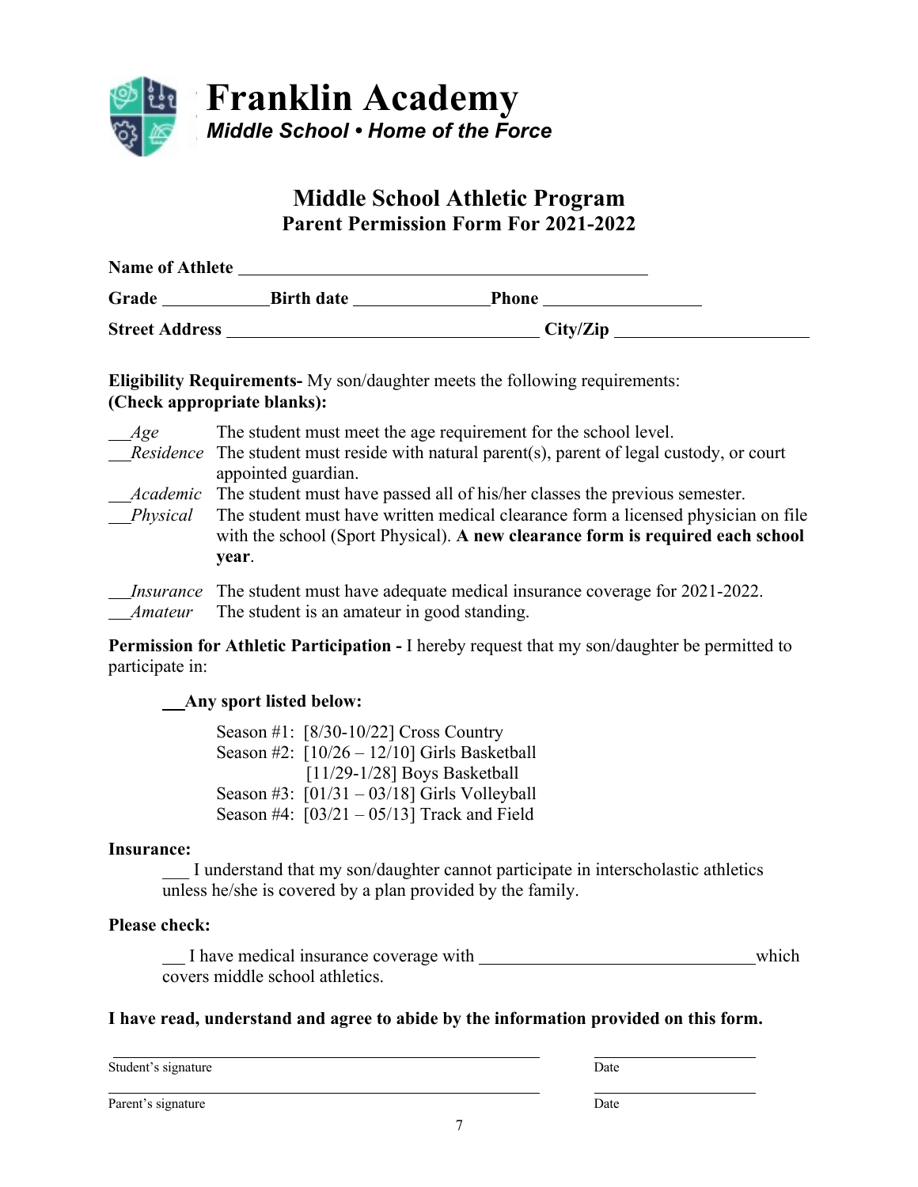# Franklin Academy

*Middle School • Home of the Force*

## Middle School Athletic Program

### Parent Permission Form For 2021-2022

**Name of Athlete** ________________________________________________

**Grade** ____________ **Birth date** _______________ **Phone** __________________

**Street Address** ____________________________________ **City/Zip** ______________________

**Eligibility Requirements-** My son/daughter meets the following requirements:
**(Check appropriate blanks):**

___*Age* The student must meet the age requirement for the school level.

___*Residence* The student must reside with natural parent(s), parent of legal custody, or court appointed guardian.

___*Academic* The student must have passed all of his/her classes the previous semester.

___*Physical* The student must have written medical clearance form a licensed physician on file with the school (Sport Physical). **A new clearance form is required each school year**.

___*Insurance* The student must have adequate medical insurance coverage for 2021-2022.

___*Amateur* The student is an amateur in good standing.

**Permission for Athletic Participation -** I hereby request that my son/daughter be permitted to participate in:

___**Any sport listed below:**

Season #1: [8/30-10/22] Cross Country
Season #2: [10/26 – 12/10] Girls Basketball
[11/29-1/28] Boys Basketball
Season #3: [01/31 – 03/18] Girls Volleyball
Season #4: [03/21 – 05/13] Track and Field

**Insurance:**

___ I understand that my son/daughter cannot participate in interscholastic athletics unless he/she is covered by a plan provided by the family.

**Please check:**

___ I have medical insurance coverage with _______________________________ which covers middle school athletics.

**I have read, understand and agree to abide by the information provided on this form.**

_______________________________________________ _________________
Student's signature Date

_______________________________________________ _________________
Parent's signature Date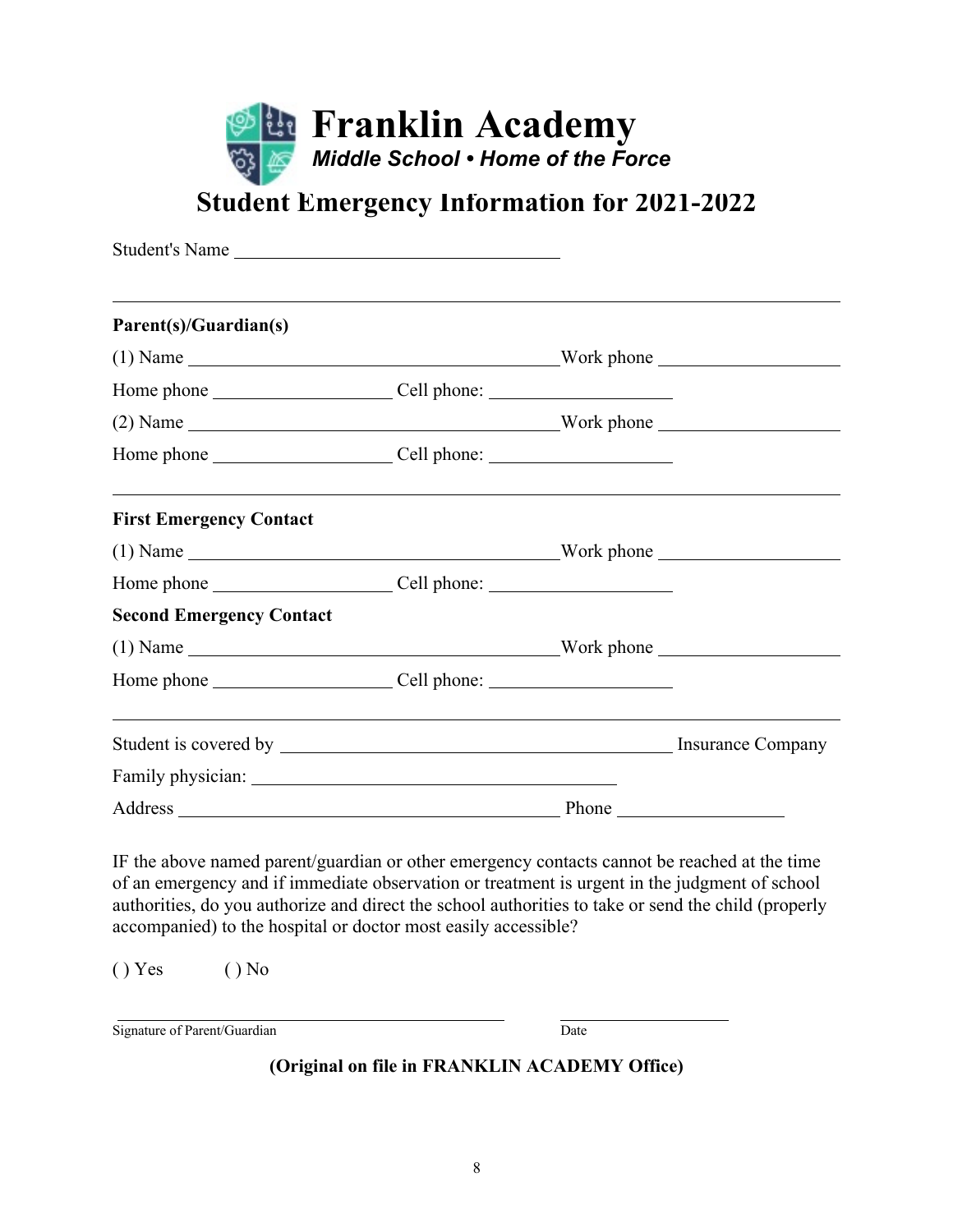# Franklin Academy

***Middle School • Home of the Force***

## Student Emergency Information for 2021-2022

Student's Name ______________________________

---

**Parent(s)/Guardian(s)**

(1) Name ______________________________ Work phone ________________

Home phone ________________ Cell phone: ________________

(2) Name ______________________________ Work phone ________________

Home phone ________________ Cell phone: ________________

---

**First Emergency Contact**

(1) Name ______________________________ Work phone ________________

Home phone ________________ Cell phone: ________________

**Second Emergency Contact**

(1) Name ______________________________ Work phone ________________

Home phone ________________ Cell phone: ________________

---

Student is covered by ______________________________ Insurance Company

Family physician: ______________________________

Address ______________________________ Phone ________________

IF the above named parent/guardian or other emergency contacts cannot be reached at the time of an emergency and if immediate observation or treatment is urgent in the judgment of school authorities, do you authorize and direct the school authorities to take or send the child (properly accompanied) to the hospital or doctor most easily accessible?

( ) Yes ( ) No

______________________________ ________________

Signature of Parent/Guardian Date

**(Original on file in FRANKLIN ACADEMY Office)**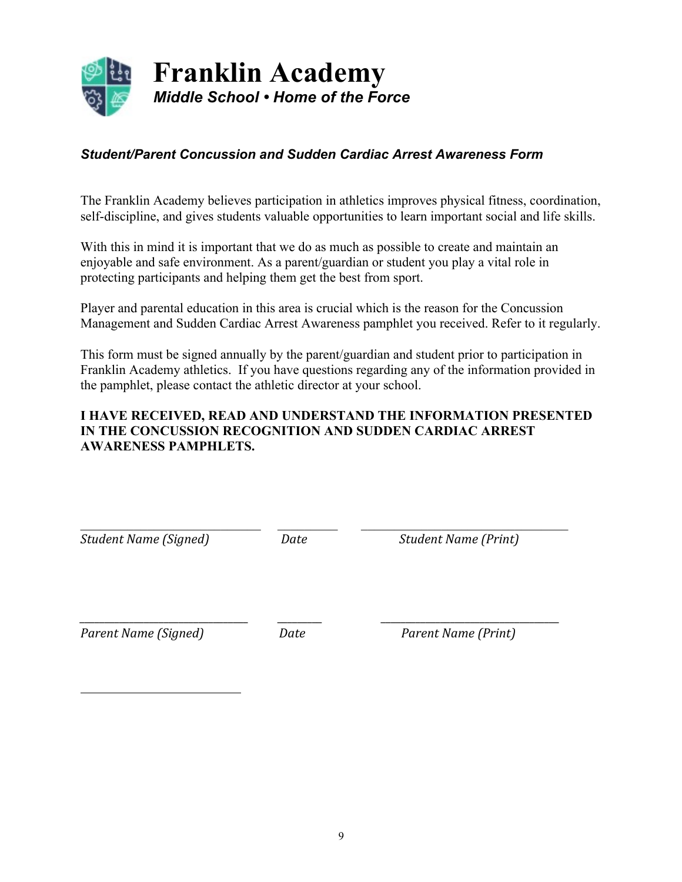# Franklin Academy

***Middle School • Home of the Force***

***Student/Parent Concussion and Sudden Cardiac Arrest Awareness Form***

The Franklin Academy believes participation in athletics improves physical fitness, coordination, self-discipline, and gives students valuable opportunities to learn important social and life skills.

With this in mind it is important that we do as much as possible to create and maintain an enjoyable and safe environment. As a parent/guardian or student you play a vital role in protecting participants and helping them get the best from sport.

Player and parental education in this area is crucial which is the reason for the Concussion Management and Sudden Cardiac Arrest Awareness pamphlet you received. Refer to it regularly.

This form must be signed annually by the parent/guardian and student prior to participation in Franklin Academy athletics. If you have questions regarding any of the information provided in the pamphlet, please contact the athletic director at your school.

**I HAVE RECEIVED, READ AND UNDERSTAND THE INFORMATION PRESENTED IN THE CONCUSSION RECOGNITION AND SUDDEN CARDIAC ARREST AWARENESS PAMPHLETS.**

______________________________ __________ ________________________________

*Student Name (Signed)* *Date* *Student Name (Print)*

______________________________ ________ ______________________________

*Parent Name (Signed)* *Date* *Parent Name (Print)*

__________________________